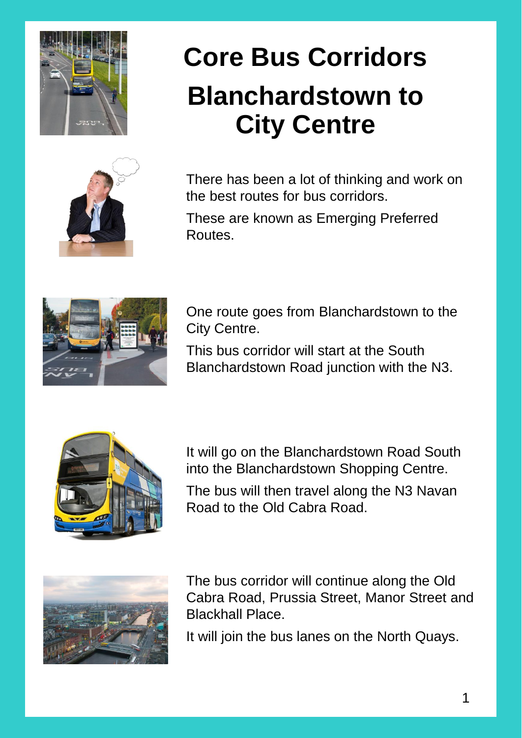# Core Bus Corridors

# Blanchardstown to City Centre

There has been a lot of thinking and work on the best routes for bus corridors.

These are known as Emerging Preferred Routes.

One route goes from Blanchardstown to the City Centre.

This bus corridor will start at the South Blanchardstown Road junction with the N3.

It will go on the Blanchardstown Road South into the Blanchardstown Shopping Centre.

The bus will then travel along the N3 Navan Road to the Old Cabra Road.

The bus corridor will continue along the Old Cabra Road, Prussia Street, Manor Street and Blackhall Place.

It will join the bus lanes on the North Quays.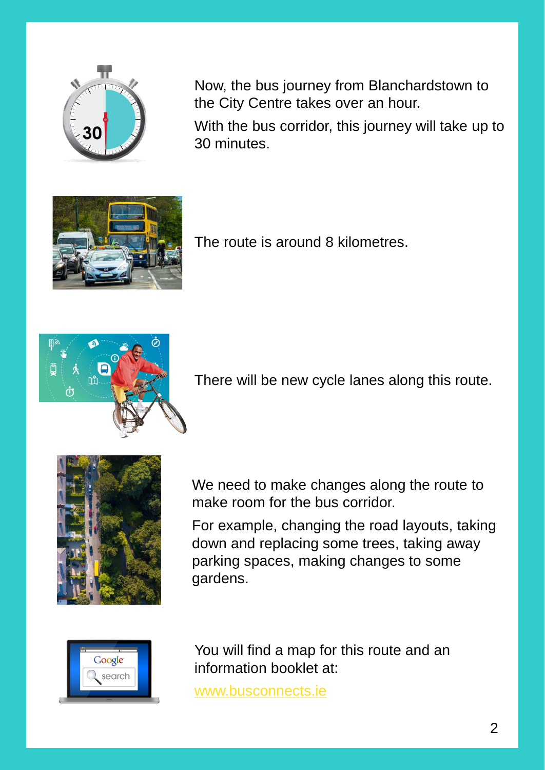Now, the bus journey from Blanchardstown to the City Centre takes over an hour.

With the bus corridor, this journey will take up to 30 minutes.

The route is around 8 kilometres.

There will be new cycle lanes along this route.

We need to make changes along the route to make room for the bus corridor.

For example, changing the road layouts, taking down and replacing some trees, taking away parking spaces, making changes to some gardens.

You will find a map for this route and an information booklet at:

www.busconnects.ie